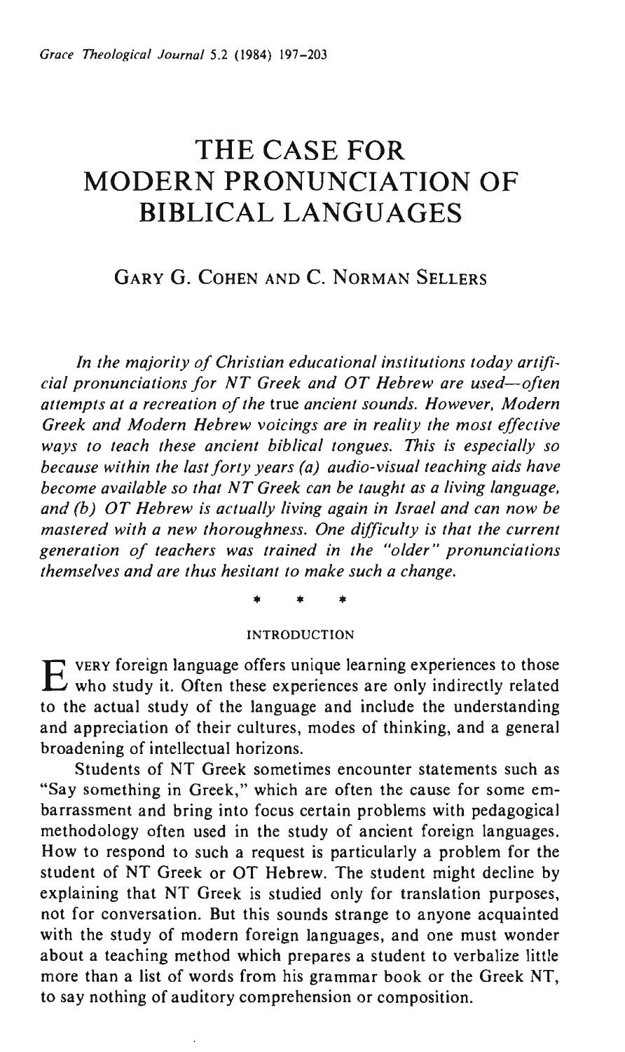# THE CASE FOR MODERN PRONUNCIATION OF BIBLICAL LANGUAGES

## GARY G. COHEN AND C. NORMAN SELLERS

*In the majority of Christian educational institutions today artificial pronunciations for NT Greek and OT Hebrew are used—often attempts at a recreation of the* true *ancient sounds. However, Modern Greek and Modern Hebrew voicings are in reality the most effective ways to teach these ancient biblical tongues. This is especially so because within the last forty years (a) audio-visual teaching aids have become available so that NT Greek can be taught as a living language, and (b) OT Hebrew is actually living again in Israel and can now be mastered with a new thoroughness. One difficulty is that the current generation of teachers was trained in the "older" pronunciations themselves and are thus hesitant to make such a change.*

\* \* \*

### INTRODUCTION

Every foreign language offers unique learning experiences to those who study it. Often these experiences are only indirectly related to the actual study of the language and include the understanding and appreciation of their cultures, modes of thinking, and a general broadening of intellectual horizons.

Students of NT Greek sometimes encounter statements such as "Say something in Greek," which are often the cause for some embarrassment and bring into focus certain problems with pedagogical methodology often used in the study of ancient foreign languages. How to respond to such a request is particularly a problem for the student of NT Greek or OT Hebrew. The student might decline by explaining that NT Greek is studied only for translation purposes, not for conversation. But this sounds strange to anyone acquainted with the study of modern foreign languages, and one must wonder about a teaching method which prepares a student to verbalize little more than a list of words from his grammar book or the Greek NT, to say nothing of auditory comprehension or composition.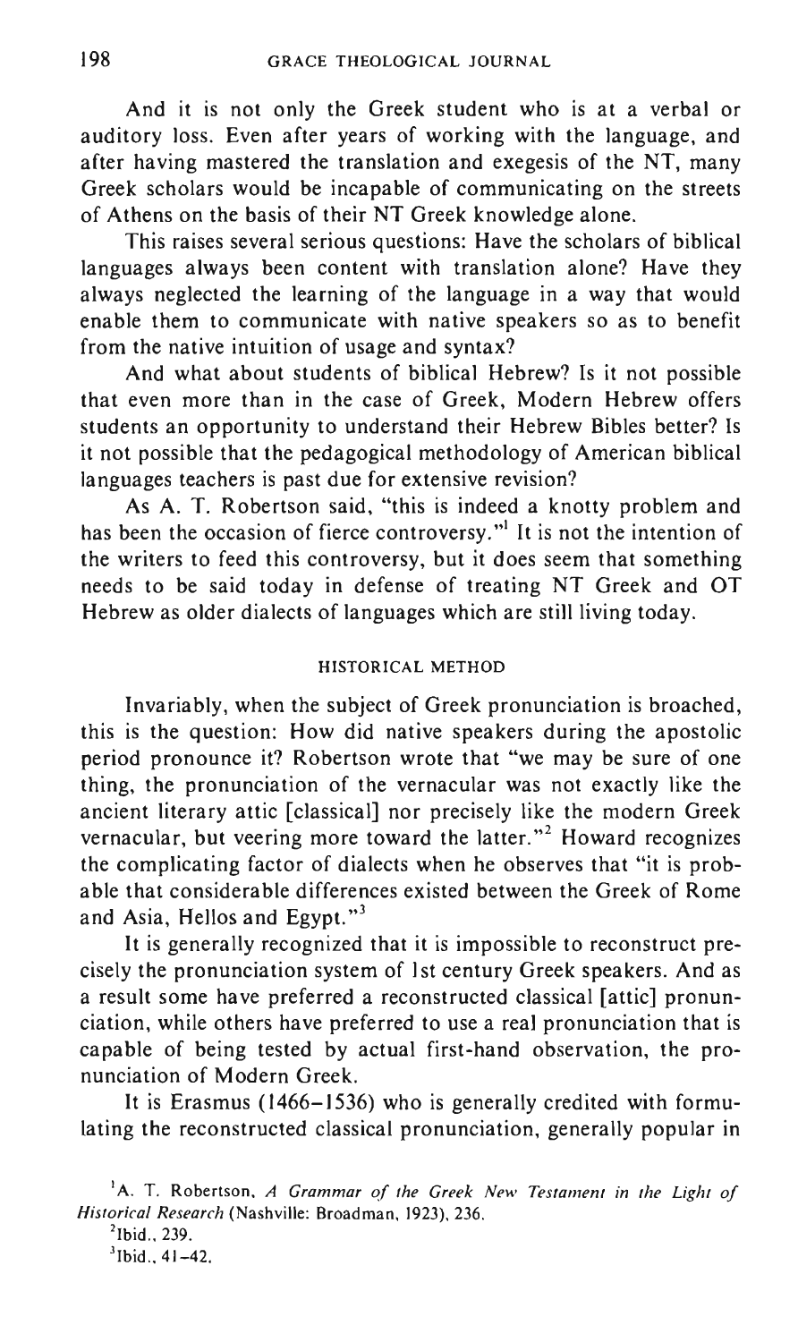And it is not only the Greek student who is at a verbal or auditory loss. Even after years of working with the language, and after having mastered the translation and exegesis of the NT, many Greek scholars would be incapable of communicating on the streets of Athens on the basis of their NT Greek knowledge alone.

This raises several serious questions: Have the scholars of biblical languages always been content with translation alone? Have they always neglected the learning of the language in a way that would enable them to communicate with native speakers so as to benefit from the native intuition of usage and syntax?

And what about students of biblical Hebrew? Is it not possible that even more than in the case of Greek, Modern Hebrew offers students an opportunity to understand their Hebrew Bibles better? Is it not possible that the pedagogical methodology of American biblical languages teachers is past due for extensive revision?

As A. T. Robertson said, "this is indeed a knotty problem and has been the occasion of fierce controversy."[1] It is not the intention of the writers to feed this controversy, but it does seem that something needs to be said today in defense of treating NT Greek and OT Hebrew as older dialects of languages which are still living today.

## HISTORICAL METHOD

Invariably, when the subject of Greek pronunciation is broached, this is the question: How did native speakers during the apostolic period pronounce it? Robertson wrote that "we may be sure of one thing, the pronunciation of the vernacular was not exactly like the ancient literary attic [classical] nor precisely like the modern Greek vernacular, but veering more toward the latter."[2] Howard recognizes the complicating factor of dialects when he observes that "it is probable that considerable differences existed between the Greek of Rome and Asia, Hellos and Egypt."[3]

It is generally recognized that it is impossible to reconstruct precisely the pronunciation system of 1st century Greek speakers. And as a result some have preferred a reconstructed classical [attic] pronunciation, while others have preferred to use a real pronunciation that is capable of being tested by actual first-hand observation, the pronunciation of Modern Greek.

It is Erasmus (1466–1536) who is generally credited with formulating the reconstructed classical pronunciation, generally popular in

---

[1] A. T. Robertson, *A Grammar of the Greek New Testament in the Light of Historical Research* (Nashville: Broadman, 1923), 236.

[2] Ibid., 239.

[3] Ibid., 41–42.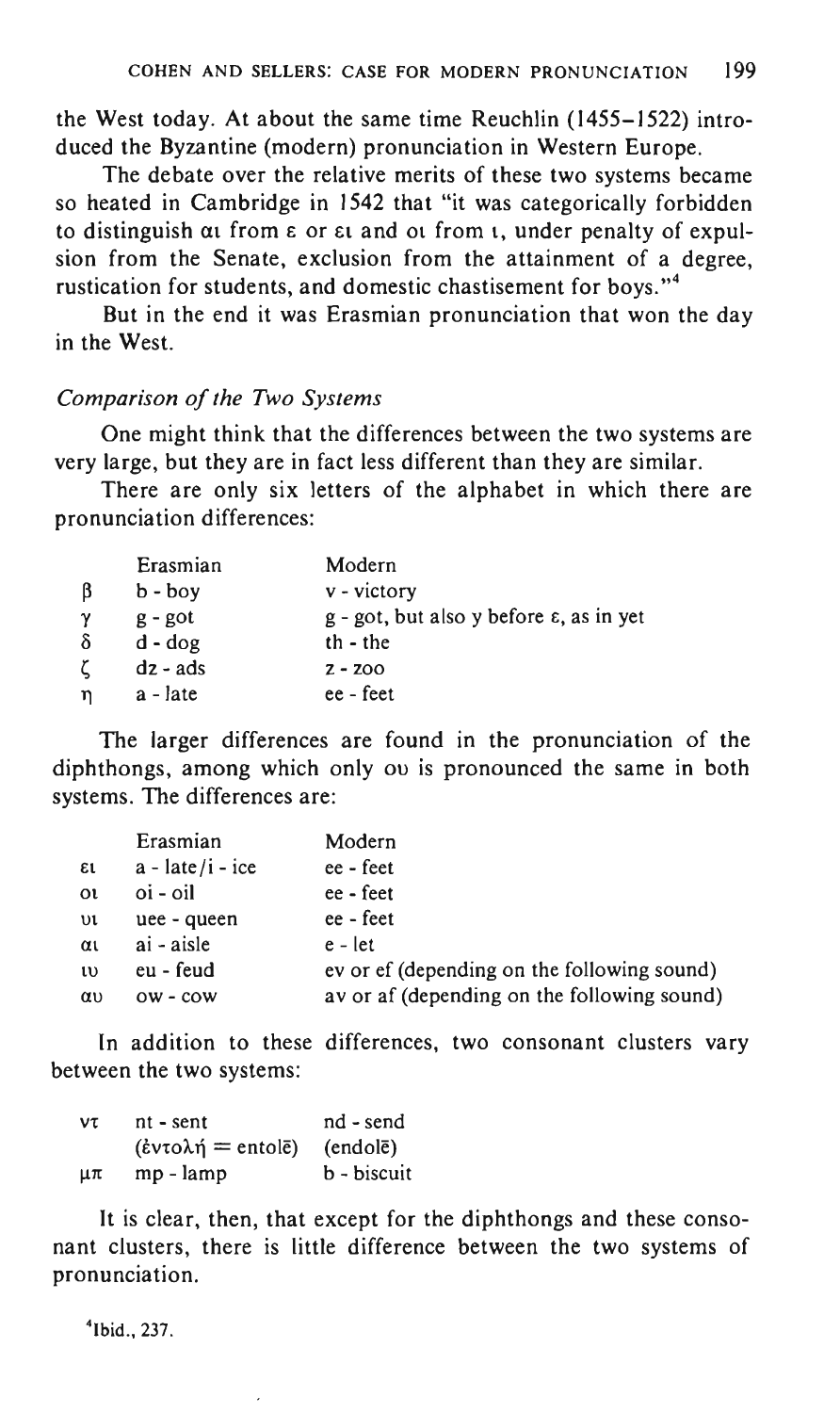the West today. At about the same time Reuchlin (1455–1522) introduced the Byzantine (modern) pronunciation in Western Europe.

The debate over the relative merits of these two systems became so heated in Cambridge in 1542 that "it was categorically forbidden to distinguish αι from ε or ει and οι from ι, under penalty of expulsion from the Senate, exclusion from the attainment of a degree, rustication for students, and domestic chastisement for boys."[4]

But in the end it was Erasmian pronunciation that won the day in the West.

### *Comparison of the Two Systems*

One might think that the differences between the two systems are very large, but they are in fact less different than they are similar.

There are only six letters of the alphabet in which there are pronunciation differences:

| | Erasmian | Modern |
|---|---|---|
| β | b - boy | v - victory |
| γ | g - got | g - got, but also y before ε, as in yet |
| δ | d - dog | th - the |
| ζ | dz - ads | z - zoo |
| η | a - late | ee - feet |

The larger differences are found in the pronunciation of the diphthongs, among which only ου is pronounced the same in both systems. The differences are:

| | Erasmian | Modern |
|---|---|---|
| ει | a - late/i - ice | ee - feet |
| οι | oi - oil | ee - feet |
| υι | uee - queen | ee - feet |
| αι | ai - aisle | e - let |
| ιυ | eu - feud | ev or ef (depending on the following sound) |
| αυ | ow - cow | av or af (depending on the following sound) |

In addition to these differences, two consonant clusters vary between the two systems:

| | | |
|---|---|---|
| ντ | nt - sent (ἐντολή = entolē) | nd - send (endolē) |
| μπ | mp - lamp | b - biscuit |

It is clear, then, that except for the diphthongs and these consonant clusters, there is little difference between the two systems of pronunciation.

[4]Ibid., 237.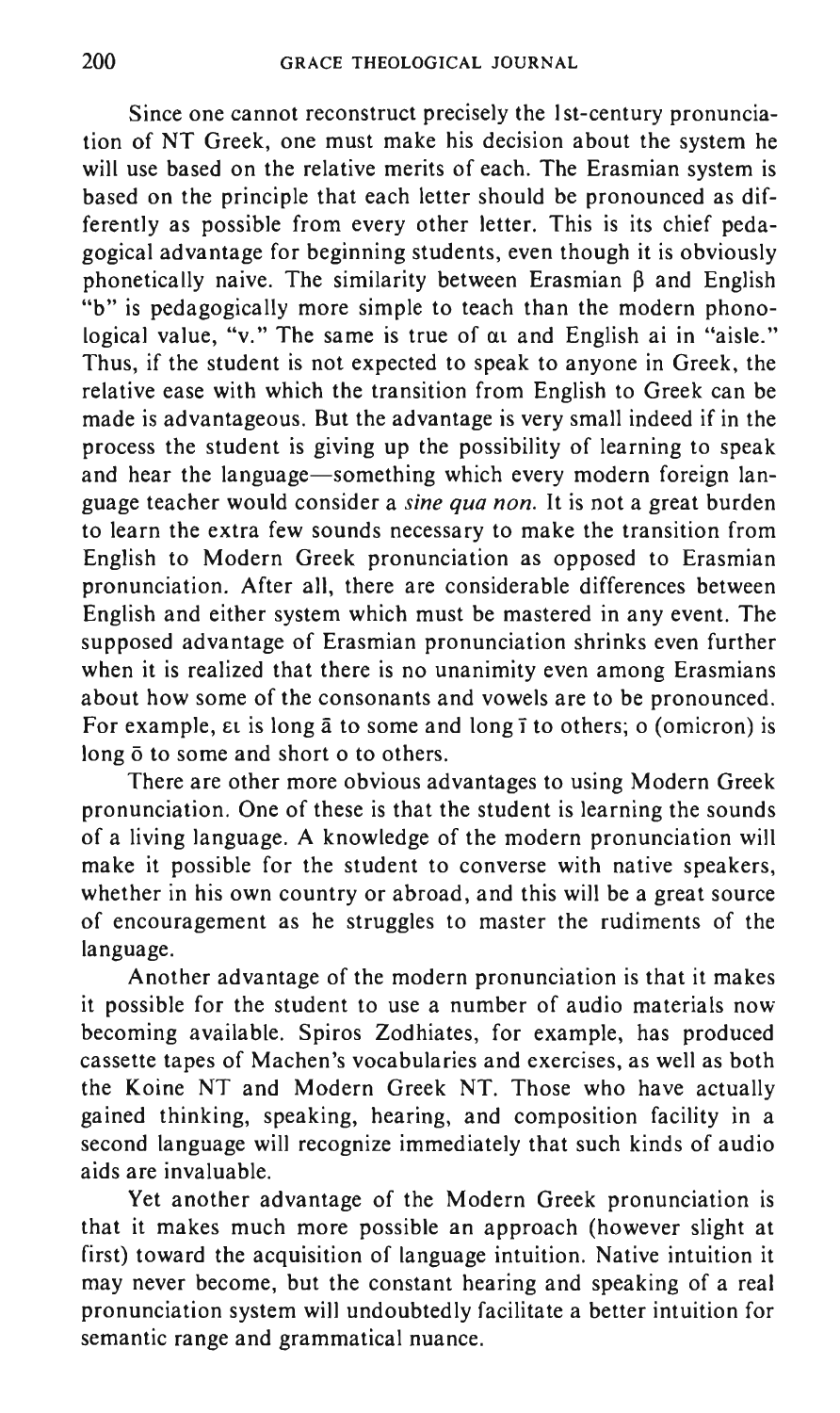Since one cannot reconstruct precisely the 1st-century pronunciation of NT Greek, one must make his decision about the system he will use based on the relative merits of each. The Erasmian system is based on the principle that each letter should be pronounced as differently as possible from every other letter. This is its chief pedagogical advantage for beginning students, even though it is obviously phonetically naive. The similarity between Erasmian β and English "b" is pedagogically more simple to teach than the modern phonological value, "v." The same is true of αι and English ai in "aisle." Thus, if the student is not expected to speak to anyone in Greek, the relative ease with which the transition from English to Greek can be made is advantageous. But the advantage is very small indeed if in the process the student is giving up the possibility of learning to speak and hear the language—something which every modern foreign language teacher would consider a *sine qua non*. It is not a great burden to learn the extra few sounds necessary to make the transition from English to Modern Greek pronunciation as opposed to Erasmian pronunciation. After all, there are considerable differences between English and either system which must be mastered in any event. The supposed advantage of Erasmian pronunciation shrinks even further when it is realized that there is no unanimity even among Erasmians about how some of the consonants and vowels are to be pronounced. For example, ει is long ā to some and long ī to others; ο (omicron) is long ō to some and short o to others.

There are other more obvious advantages to using Modern Greek pronunciation. One of these is that the student is learning the sounds of a living language. A knowledge of the modern pronunciation will make it possible for the student to converse with native speakers, whether in his own country or abroad, and this will be a great source of encouragement as he struggles to master the rudiments of the language.

Another advantage of the modern pronunciation is that it makes it possible for the student to use a number of audio materials now becoming available. Spiros Zodhiates, for example, has produced cassette tapes of Machen's vocabularies and exercises, as well as both the Koine NT and Modern Greek NT. Those who have actually gained thinking, speaking, hearing, and composition facility in a second language will recognize immediately that such kinds of audio aids are invaluable.

Yet another advantage of the Modern Greek pronunciation is that it makes much more possible an approach (however slight at first) toward the acquisition of language intuition. Native intuition it may never become, but the constant hearing and speaking of a real pronunciation system will undoubtedly facilitate a better intuition for semantic range and grammatical nuance.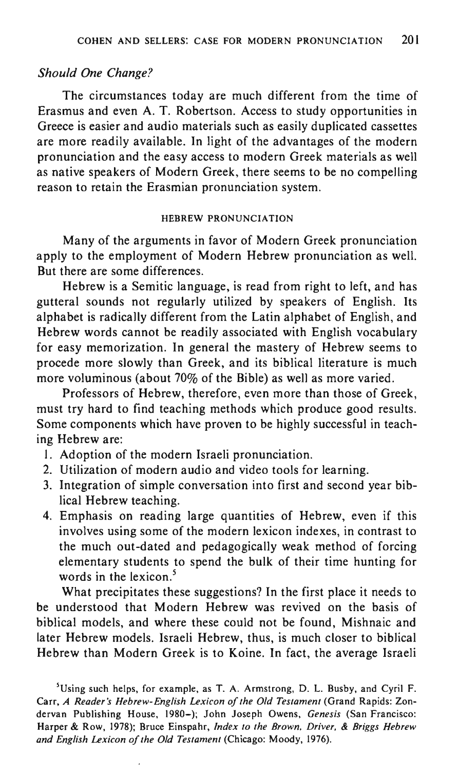### *Should One Change?*

The circumstances today are much different from the time of Erasmus and even A. T. Robertson. Access to study opportunities in Greece is easier and audio materials such as easily duplicated cassettes are more readily available. In light of the advantages of the modern pronunciation and the easy access to modern Greek materials as well as native speakers of Modern Greek, there seems to be no compelling reason to retain the Erasmian pronunciation system.

## HEBREW PRONUNCIATION

Many of the arguments in favor of Modern Greek pronunciation apply to the employment of Modern Hebrew pronunciation as well. But there are some differences.

Hebrew is a Semitic language, is read from right to left, and has gutteral sounds not regularly utilized by speakers of English. Its alphabet is radically different from the Latin alphabet of English, and Hebrew words cannot be readily associated with English vocabulary for easy memorization. In general the mastery of Hebrew seems to procede more slowly than Greek, and its biblical literature is much more voluminous (about 70% of the Bible) as well as more varied.

Professors of Hebrew, therefore, even more than those of Greek, must try hard to find teaching methods which produce good results. Some components which have proven to be highly successful in teaching Hebrew are:

1. Adoption of the modern Israeli pronunciation.
2. Utilization of modern audio and video tools for learning.
3. Integration of simple conversation into first and second year biblical Hebrew teaching.
4. Emphasis on reading large quantities of Hebrew, even if this involves using some of the modern lexicon indexes, in contrast to the much out-dated and pedagogically weak method of forcing elementary students to spend the bulk of their time hunting for words in the lexicon.[5]

What precipitates these suggestions? In the first place it needs to be understood that Modern Hebrew was revived on the basis of biblical models, and where these could not be found, Mishnaic and later Hebrew models. Israeli Hebrew, thus, is much closer to biblical Hebrew than Modern Greek is to Koine. In fact, the average Israeli

[5] Using such helps, for example, as T. A. Armstrong, D. L. Busby, and Cyril F. Carr, *A Reader's Hebrew-English Lexicon of the Old Testament* (Grand Rapids: Zondervan Publishing House, 1980–); John Joseph Owens, *Genesis* (San Francisco: Harper & Row, 1978); Bruce Einspahr, *Index to the Brown, Driver, & Briggs Hebrew and English Lexicon of the Old Testament* (Chicago: Moody, 1976).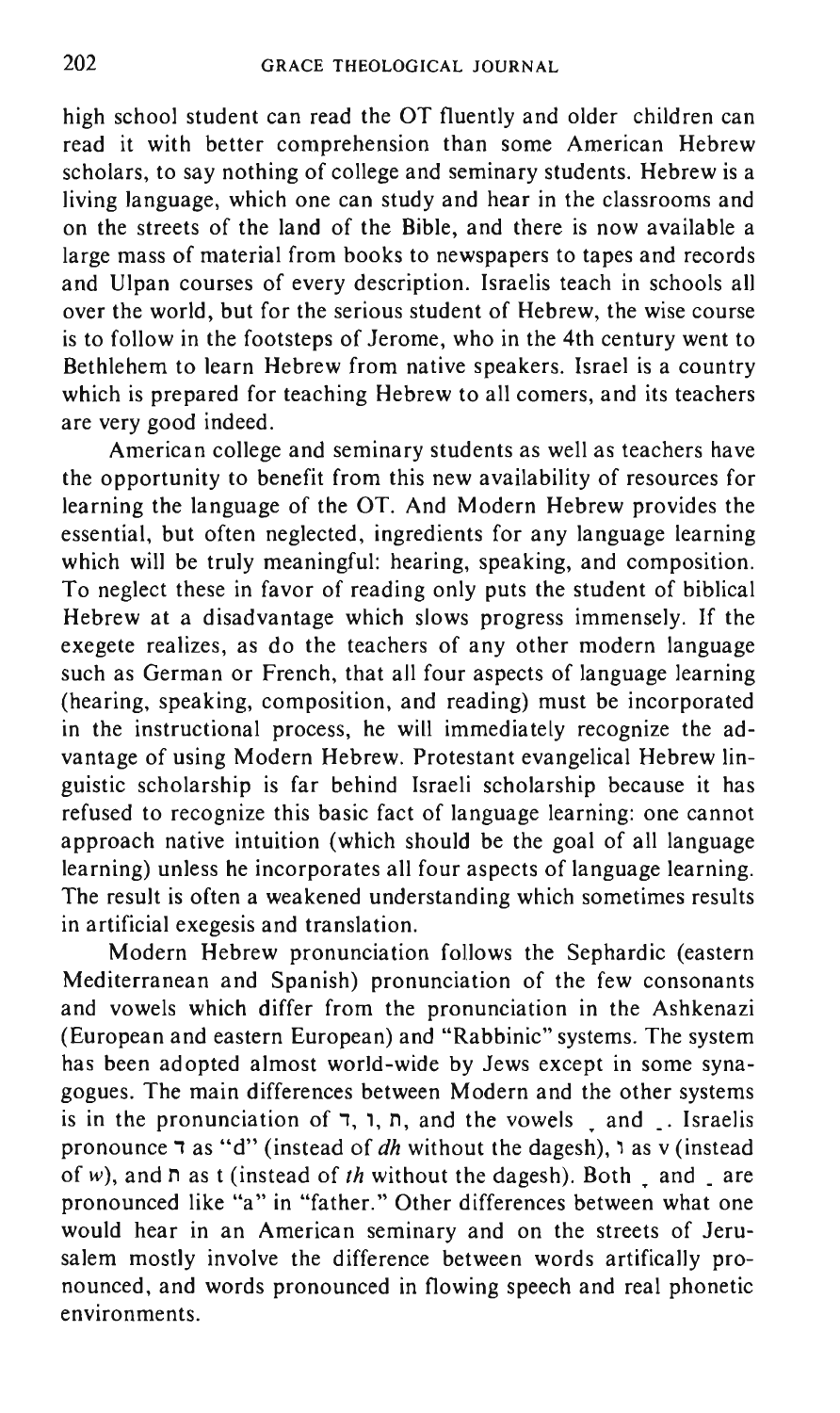high school student can read the OT fluently and older children can read it with better comprehension than some American Hebrew scholars, to say nothing of college and seminary students. Hebrew is a living language, which one can study and hear in the classrooms and on the streets of the land of the Bible, and there is now available a large mass of material from books to newspapers to tapes and records and Ulpan courses of every description. Israelis teach in schools all over the world, but for the serious student of Hebrew, the wise course is to follow in the footsteps of Jerome, who in the 4th century went to Bethlehem to learn Hebrew from native speakers. Israel is a country which is prepared for teaching Hebrew to all comers, and its teachers are very good indeed.

American college and seminary students as well as teachers have the opportunity to benefit from this new availability of resources for learning the language of the OT. And Modern Hebrew provides the essential, but often neglected, ingredients for any language learning which will be truly meaningful: hearing, speaking, and composition. To neglect these in favor of reading only puts the student of biblical Hebrew at a disadvantage which slows progress immensely. If the exegete realizes, as do the teachers of any other modern language such as German or French, that all four aspects of language learning (hearing, speaking, composition, and reading) must be incorporated in the instructional process, he will immediately recognize the advantage of using Modern Hebrew. Protestant evangelical Hebrew linguistic scholarship is far behind Israeli scholarship because it has refused to recognize this basic fact of language learning: one cannot approach native intuition (which should be the goal of all language learning) unless he incorporates all four aspects of language learning. The result is often a weakened understanding which sometimes results in artificial exegesis and translation.

Modern Hebrew pronunciation follows the Sephardic (eastern Mediterranean and Spanish) pronunciation of the few consonants and vowels which differ from the pronunciation in the Ashkenazi (European and eastern European) and "Rabbinic" systems. The system has been adopted almost world-wide by Jews except in some synagogues. The main differences between Modern and the other systems is in the pronunciation of ד, ו, ת, and the vowels ָ and ַ. Israelis pronounce ד as "d" (instead of *dh* without the dagesh), ו as v (instead of *w*), and ת as t (instead of *th* without the dagesh). Both ָ and ַ are pronounced like "a" in "father." Other differences between what one would hear in an American seminary and on the streets of Jerusalem mostly involve the difference between words artifically pronounced, and words pronounced in flowing speech and real phonetic environments.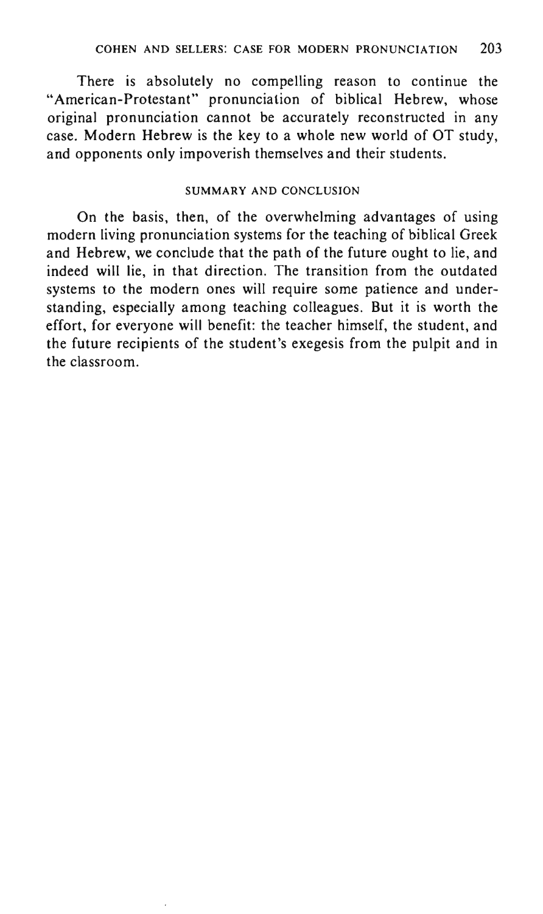There is absolutely no compelling reason to continue the "American-Protestant" pronunciation of biblical Hebrew, whose original pronunciation cannot be accurately reconstructed in any case. Modern Hebrew is the key to a whole new world of OT study, and opponents only impoverish themselves and their students.

## SUMMARY AND CONCLUSION

On the basis, then, of the overwhelming advantages of using modern living pronunciation systems for the teaching of biblical Greek and Hebrew, we conclude that the path of the future ought to lie, and indeed will lie, in that direction. The transition from the outdated systems to the modern ones will require some patience and understanding, especially among teaching colleagues. But it is worth the effort, for everyone will benefit: the teacher himself, the student, and the future recipients of the student's exegesis from the pulpit and in the classroom.